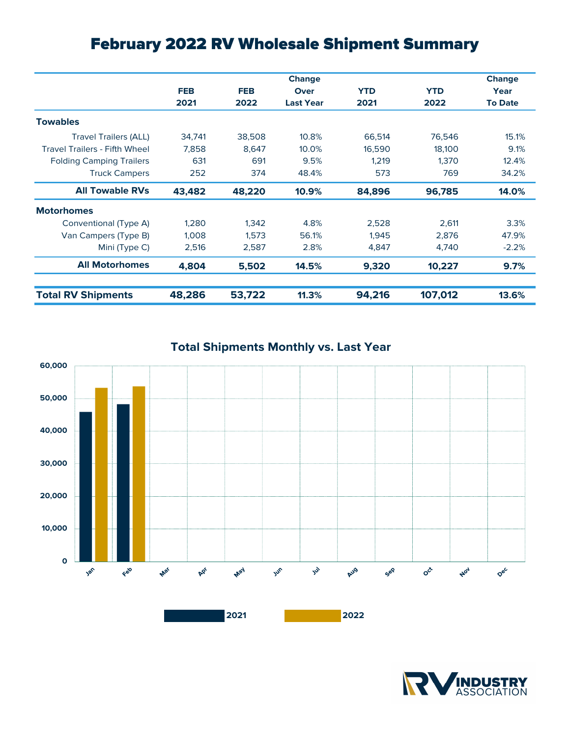# February 2022 RV Wholesale Shipment Summary

| | FEB 2021 | FEB 2022 | Change Over Last Year | YTD 2021 | YTD 2022 | Change Year To Date |
|---|---|---|---|---|---|---|
| **Towables** | | | | | | |
| Travel Trailers (ALL) | 34,741 | 38,508 | 10.8% | 66,514 | 76,546 | 15.1% |
| Travel Trailers - Fifth Wheel | 7,858 | 8,647 | 10.0% | 16,590 | 18,100 | 9.1% |
| Folding Camping Trailers | 631 | 691 | 9.5% | 1,219 | 1,370 | 12.4% |
| Truck Campers | 252 | 374 | 48.4% | 573 | 769 | 34.2% |
| **All Towable RVs** | **43,482** | **48,220** | **10.9%** | **84,896** | **96,785** | **14.0%** |
| **Motorhomes** | | | | | | |
| Conventional (Type A) | 1,280 | 1,342 | 4.8% | 2,528 | 2,611 | 3.3% |
| Van Campers (Type B) | 1,008 | 1,573 | 56.1% | 1,945 | 2,876 | 47.9% |
| Mini (Type C) | 2,516 | 2,587 | 2.8% | 4,847 | 4,740 | -2.2% |
| **All Motorhomes** | **4,804** | **5,502** | **14.5%** | **9,320** | **10,227** | **9.7%** |
| **Total RV Shipments** | **48,286** | **53,722** | **11.3%** | **94,216** | **107,012** | **13.6%** |

## Total Shipments Monthly vs. Last Year

Legend: 2021, 2022

Months: Jan, Feb, Mar, Apr, May, Jun, Jul, Aug, Sep, Oct, Nov, Dec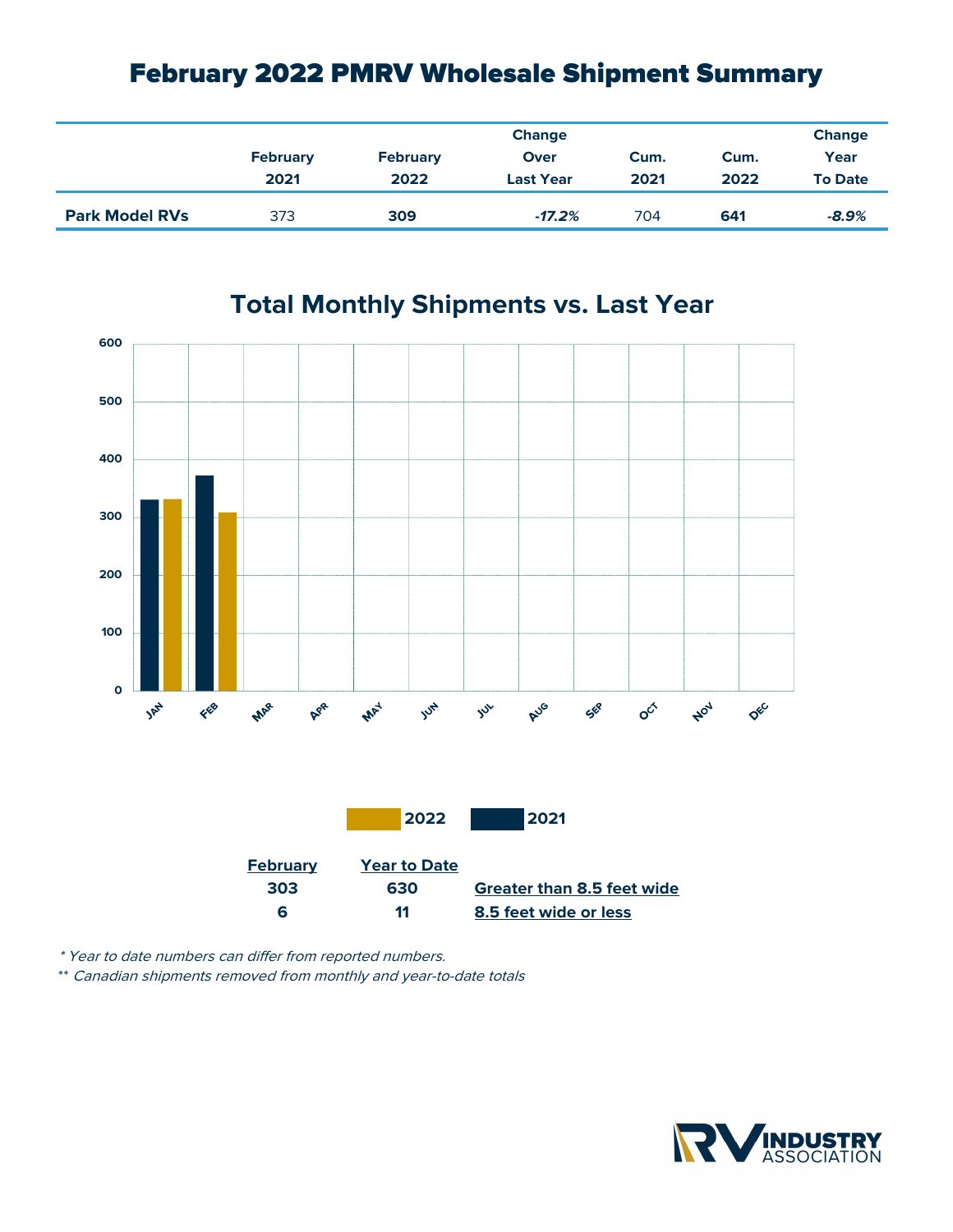# February 2022 PMRV Wholesale Shipment Summary

| | February 2021 | February 2022 | Change Over Last Year | Cum. 2021 | Cum. 2022 | Change Year To Date |
|---|---|---|---|---|---|---|
| **Park Model RVs** | 373 | **309** | ***-17.2%*** | 704 | **641** | ***-8.9%*** |

## Total Monthly Shipments vs. Last Year

2022 | 2021

| February | Year to Date | |
|---|---|---|
| 303 | 630 | Greater than 8.5 feet wide |
| 6 | 11 | 8.5 feet wide or less |

*\* Year to date numbers can differ from reported numbers.*

*\*\* Canadian shipments removed from monthly and year-to-date totals*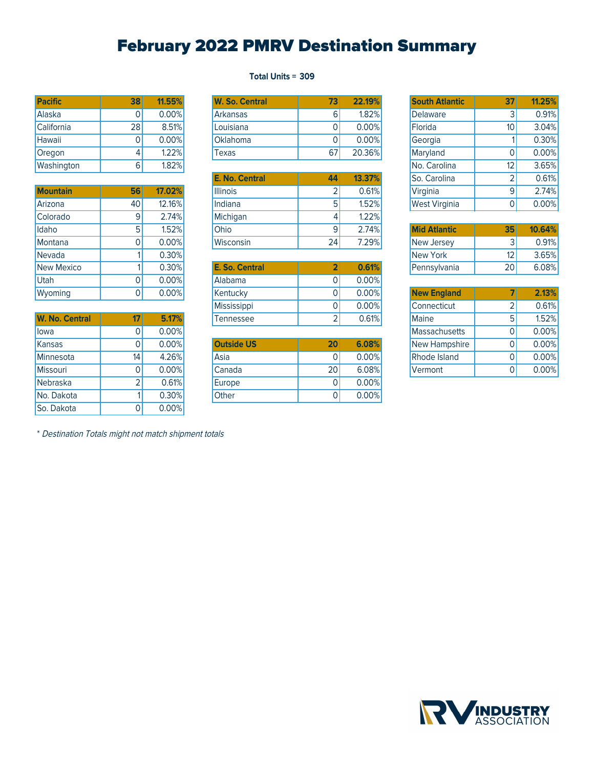# February 2022 PMRV Destination Summary

**Total Units = 309**

| Pacific | 38 | 11.55% |
|---|---|---|
| Alaska | 0 | 0.00% |
| California | 28 | 8.51% |
| Hawaii | 0 | 0.00% |
| Oregon | 4 | 1.22% |
| Washington | 6 | 1.82% |

| Mountain | 56 | 17.02% |
|---|---|---|
| Arizona | 40 | 12.16% |
| Colorado | 9 | 2.74% |
| Idaho | 5 | 1.52% |
| Montana | 0 | 0.00% |
| Nevada | 1 | 0.30% |
| New Mexico | 1 | 0.30% |
| Utah | 0 | 0.00% |
| Wyoming | 0 | 0.00% |

| W. No. Central | 17 | 5.17% |
|---|---|---|
| Iowa | 0 | 0.00% |
| Kansas | 0 | 0.00% |
| Minnesota | 14 | 4.26% |
| Missouri | 0 | 0.00% |
| Nebraska | 2 | 0.61% |
| No. Dakota | 1 | 0.30% |
| So. Dakota | 0 | 0.00% |

| W. So. Central | 73 | 22.19% |
|---|---|---|
| Arkansas | 6 | 1.82% |
| Louisiana | 0 | 0.00% |
| Oklahoma | 0 | 0.00% |
| Texas | 67 | 20.36% |

| E. No. Central | 44 | 13.37% |
|---|---|---|
| Illinois | 2 | 0.61% |
| Indiana | 5 | 1.52% |
| Michigan | 4 | 1.22% |
| Ohio | 9 | 2.74% |
| Wisconsin | 24 | 7.29% |

| E. So. Central | 2 | 0.61% |
|---|---|---|
| Alabama | 0 | 0.00% |
| Kentucky | 0 | 0.00% |
| Mississippi | 0 | 0.00% |
| Tennessee | 2 | 0.61% |

| Outside US | 20 | 6.08% |
|---|---|---|
| Asia | 0 | 0.00% |
| Canada | 20 | 6.08% |
| Europe | 0 | 0.00% |
| Other | 0 | 0.00% |

| South Atlantic | 37 | 11.25% |
|---|---|---|
| Delaware | 3 | 0.91% |
| Florida | 10 | 3.04% |
| Georgia | 1 | 0.30% |
| Maryland | 0 | 0.00% |
| No. Carolina | 12 | 3.65% |
| So. Carolina | 2 | 0.61% |
| Virginia | 9 | 2.74% |
| West Virginia | 0 | 0.00% |

| Mid Atlantic | 35 | 10.64% |
|---|---|---|
| New Jersey | 3 | 0.91% |
| New York | 12 | 3.65% |
| Pennsylvania | 20 | 6.08% |

| New England | 7 | 2.13% |
|---|---|---|
| Connecticut | 2 | 0.61% |
| Maine | 5 | 1.52% |
| Massachusetts | 0 | 0.00% |
| New Hampshire | 0 | 0.00% |
| Rhode Island | 0 | 0.00% |
| Vermont | 0 | 0.00% |

*\* Destination Totals might not match shipment totals*

RV INDUSTRY ASSOCIATION